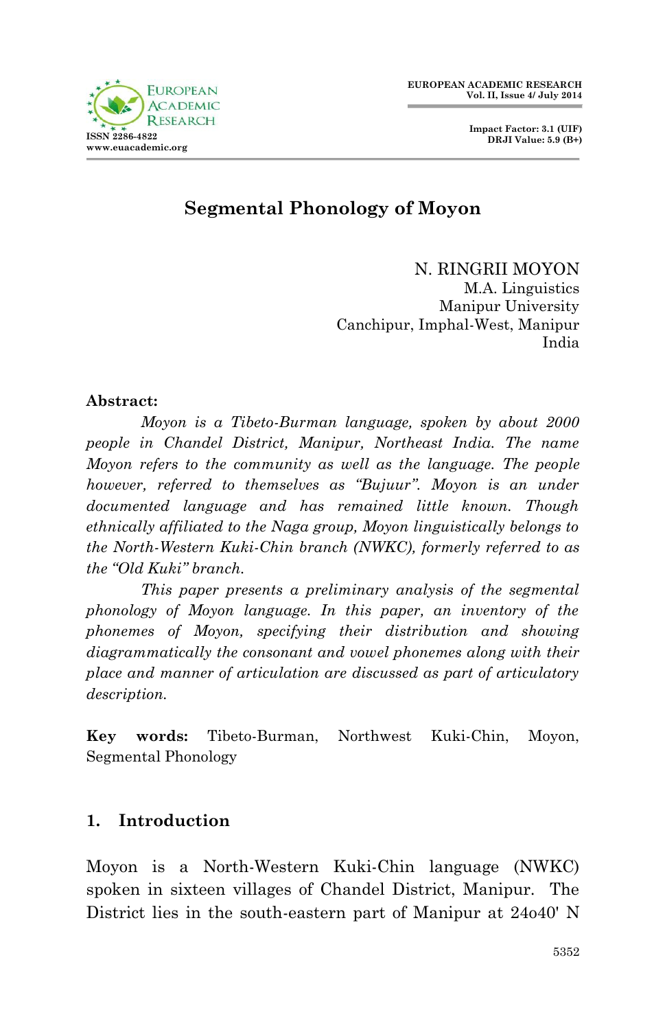# Segmental Phonology of Moyon

N. RINGRII MOYON
M.A. Linguistics
Manipur University
Canchipur, Imphal-West, Manipur
India

**Abstract:**

*Moyon is a Tibeto-Burman language, spoken by about 2000 people in Chandel District, Manipur, Northeast India. The name Moyon refers to the community as well as the language. The people however, referred to themselves as "Bujuur". Moyon is an under documented language and has remained little known. Though ethnically affiliated to the Naga group, Moyon linguistically belongs to the North-Western Kuki-Chin branch (NWKC), formerly referred to as the "Old Kuki" branch.*

*This paper presents a preliminary analysis of the segmental phonology of Moyon language. In this paper, an inventory of the phonemes of Moyon, specifying their distribution and showing diagrammatically the consonant and vowel phonemes along with their place and manner of articulation are discussed as part of articulatory description.*

**Key words:** Tibeto-Burman, Northwest Kuki-Chin, Moyon, Segmental Phonology

## 1. Introduction

Moyon is a North-Western Kuki-Chin language (NWKC) spoken in sixteen villages of Chandel District, Manipur. The District lies in the south-eastern part of Manipur at 24o40' N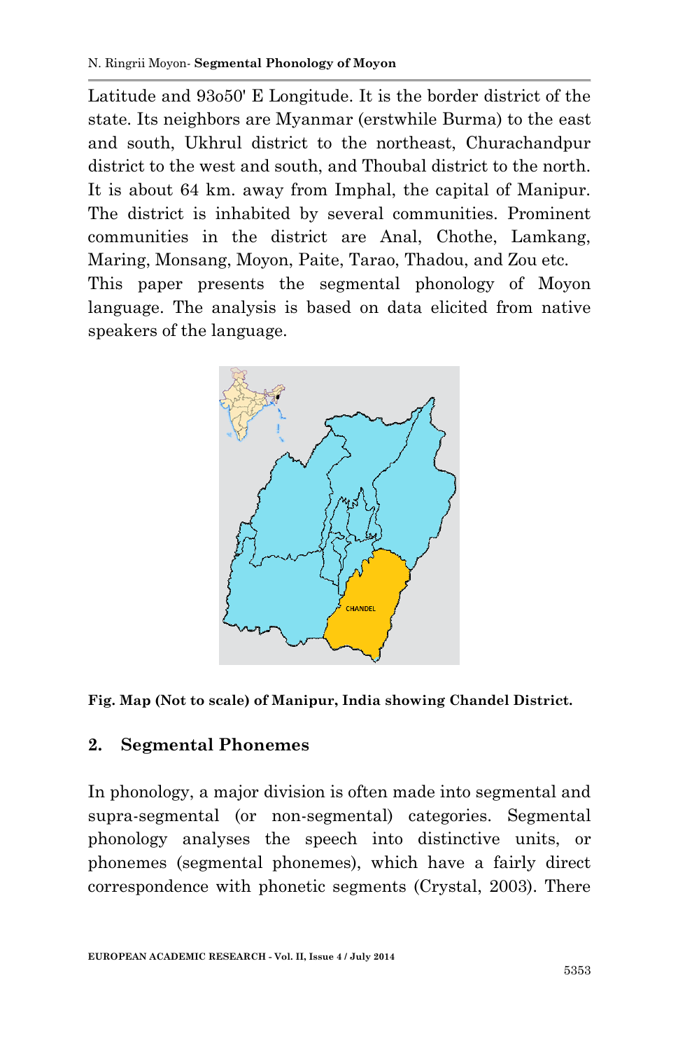Latitude and 93o50' E Longitude. It is the border district of the state. Its neighbors are Myanmar (erstwhile Burma) to the east and south, Ukhrul district to the northeast, Churachandpur district to the west and south, and Thoubal district to the north. It is about 64 km. away from Imphal, the capital of Manipur. The district is inhabited by several communities. Prominent communities in the district are Anal, Chothe, Lamkang, Maring, Monsang, Moyon, Paite, Tarao, Thadou, and Zou etc.

This paper presents the segmental phonology of Moyon language. The analysis is based on data elicited from native speakers of the language.

**Fig. Map (Not to scale) of Manipur, India showing Chandel District.**

## 2. Segmental Phonemes

In phonology, a major division is often made into segmental and supra-segmental (or non-segmental) categories. Segmental phonology analyses the speech into distinctive units, or phonemes (segmental phonemes), which have a fairly direct correspondence with phonetic segments (Crystal, 2003). There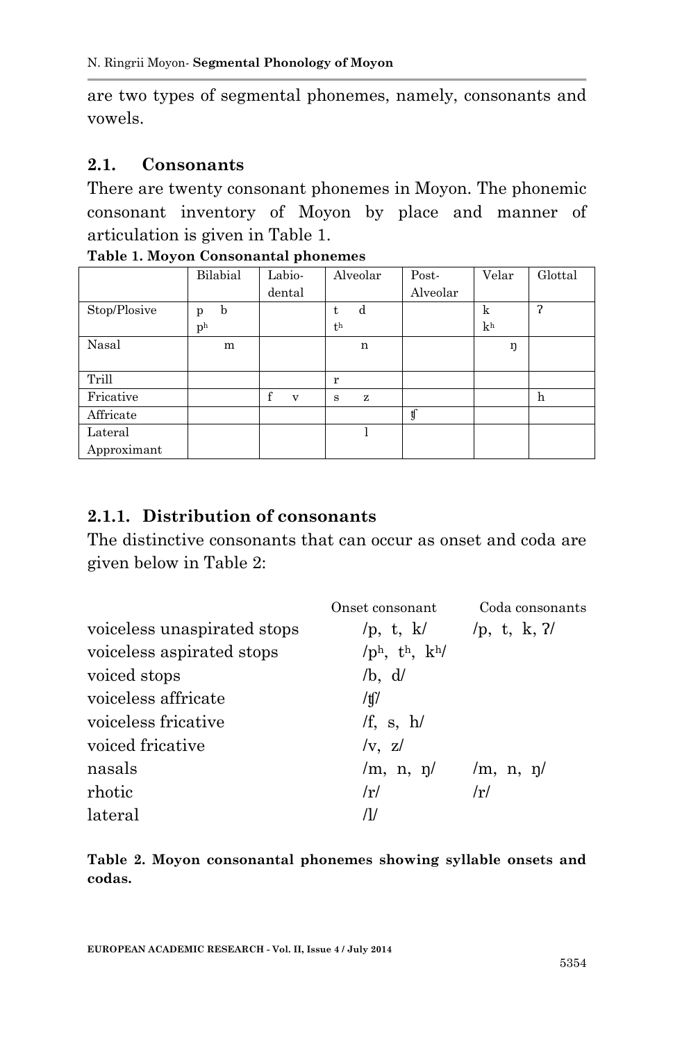are two types of segmental phonemes, namely, consonants and vowels.

## 2.1. Consonants

There are twenty consonant phonemes in Moyon. The phonemic consonant inventory of Moyon by place and manner of articulation is given in Table 1.

**Table 1. Moyon Consonantal phonemes**

| | Bilabial | Labio-dental | Alveolar | Post-Alveolar | Velar | Glottal |
|---|---|---|---|---|---|---|
| Stop/Plosive | p b $p^h$ | | t d $t^h$ | | k $k^h$ | ʔ |
| Nasal | m | | n | | ŋ | |
| Trill | | | r | | | |
| Fricative | | f v | s z | | | h |
| Affricate | | | | ʧ | | |
| Lateral Approximant | | | l | | | |

### 2.1.1. Distribution of consonants

The distinctive consonants that can occur as onset and coda are given below in Table 2:

| | Onset consonant | Coda consonants |
|---|---|---|
| voiceless unaspirated stops | /p, t, k/ | /p, t, k, ʔ/ |
| voiceless aspirated stops | /$p^h$, $t^h$, $k^h$/ | |
| voiced stops | /b, d/ | |
| voiceless affricate | /ʧ/ | |
| voiceless fricative | /f, s, h/ | |
| voiced fricative | /v, z/ | |
| nasals | /m, n, ŋ/ | /m, n, ŋ/ |
| rhotic | /r/ | /r/ |
| lateral | /l/ | |

**Table 2. Moyon consonantal phonemes showing syllable onsets and codas.**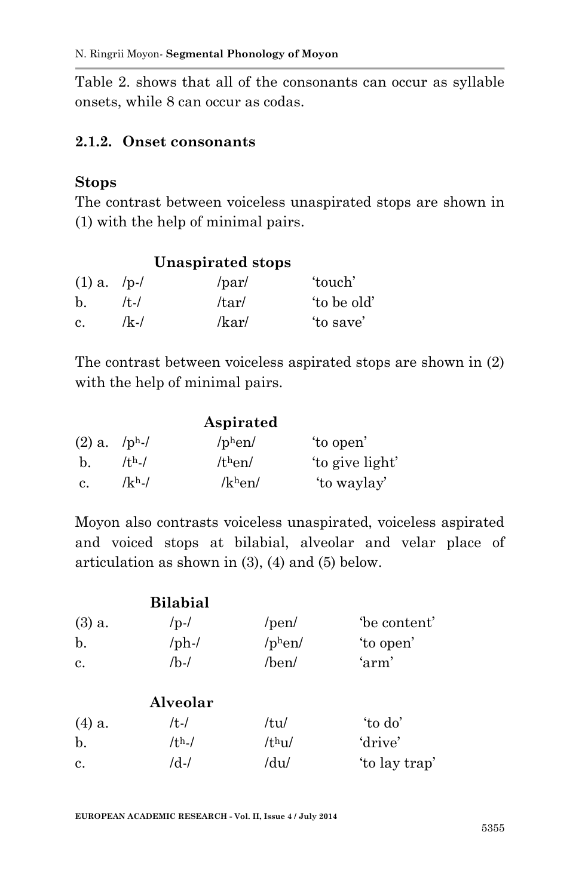Table 2. shows that all of the consonants can occur as syllable onsets, while 8 can occur as codas.

### 2.1.2. Onset consonants

**Stops**

The contrast between voiceless unaspirated stops are shown in (1) with the help of minimal pairs.

| | | **Unaspirated stops** | |
|---|---|---|---|
| (1) a. | /p-/ | /par/ | 'touch' |
| b. | /t-/ | /tar/ | 'to be old' |
| c. | /k-/ | /kar/ | 'to save' |

The contrast between voiceless aspirated stops are shown in (2) with the help of minimal pairs.

| | | **Aspirated** | |
|---|---|---|---|
| (2) a. | /pʰ-/ | /pʰen/ | 'to open' |
| b. | /tʰ-/ | /tʰen/ | 'to give light' |
| c. | /kʰ-/ | /kʰen/ | 'to waylay' |

Moyon also contrasts voiceless unaspirated, voiceless aspirated and voiced stops at bilabial, alveolar and velar place of articulation as shown in (3), (4) and (5) below.

| | **Bilabial** | | |
|---|---|---|---|
| (3) a. | /p-/ | /pen/ | 'be content' |
| b. | /ph-/ | /pʰen/ | 'to open' |
| c. | /b-/ | /ben/ | 'arm' |

| | **Alveolar** | | |
|---|---|---|---|
| (4) a. | /t-/ | /tu/ | 'to do' |
| b. | /tʰ-/ | /tʰu/ | 'drive' |
| c. | /d-/ | /du/ | 'to lay trap' |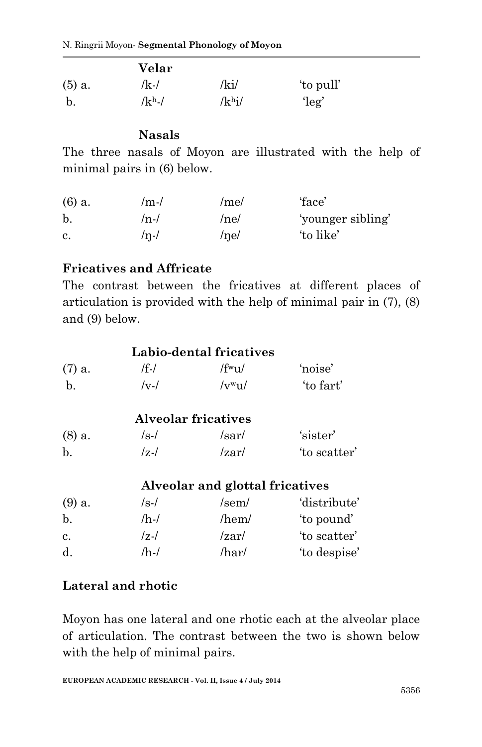**Velar**

| | | | |
|---|---|---|---|
| (5) a. | /k-/ | /ki/ | 'to pull' |
| b. | /kʰ-/ | /kʰi/ | 'leg' |

**Nasals**

The three nasals of Moyon are illustrated with the help of minimal pairs in (6) below.

| | | | |
|---|---|---|---|
| (6) a. | /m-/ | /me/ | 'face' |
| b. | /n-/ | /ne/ | 'younger sibling' |
| c. | /ŋ-/ | /ŋe/ | 'to like' |

## Fricatives and Affricate

The contrast between the fricatives at different places of articulation is provided with the help of minimal pair in (7), (8) and (9) below.

**Labio-dental fricatives**

| | | | |
|---|---|---|---|
| (7) a. | /f-/ | /fʷu/ | 'noise' |
| b. | /v-/ | /vʷu/ | 'to fart' |

**Alveolar fricatives**

| | | | |
|---|---|---|---|
| (8) a. | /s-/ | /sar/ | 'sister' |
| b. | /z-/ | /zar/ | 'to scatter' |

**Alveolar and glottal fricatives**

| | | | |
|---|---|---|---|
| (9) a. | /s-/ | /sem/ | 'distribute' |
| b. | /h-/ | /hem/ | 'to pound' |
| c. | /z-/ | /zar/ | 'to scatter' |
| d. | /h-/ | /har/ | 'to despise' |

## Lateral and rhotic

Moyon has one lateral and one rhotic each at the alveolar place of articulation. The contrast between the two is shown below with the help of minimal pairs.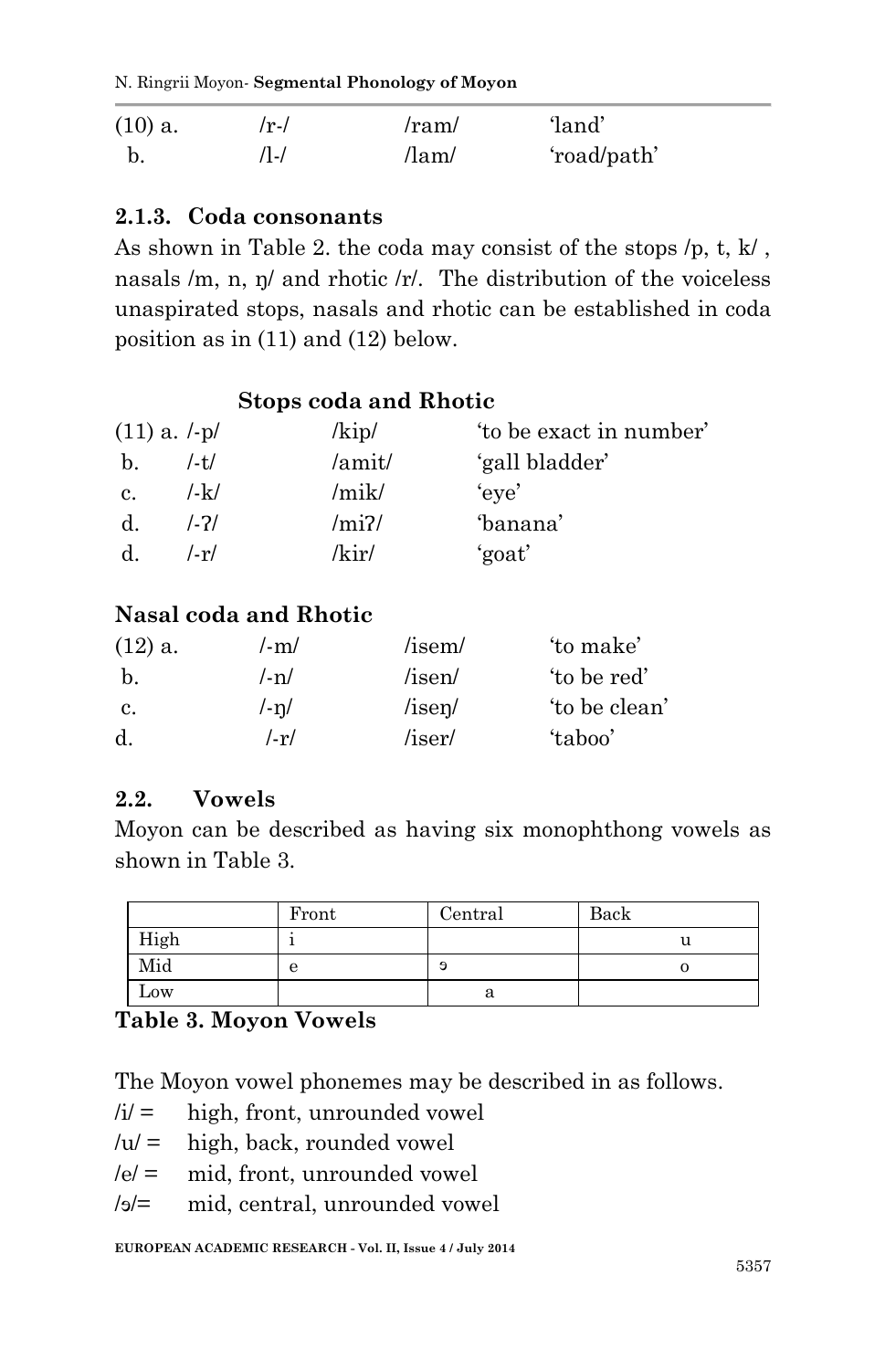| (10) a. | /r-/ | /ram/ | 'land' |
|---|---|---|---|
| b. | /l-/ | /lam/ | 'road/path' |

### 2.1.3. Coda consonants

As shown in Table 2. the coda may consist of the stops /p, t, k/ , nasals /m, n, ŋ/ and rhotic /r/. The distribution of the voiceless unaspirated stops, nasals and rhotic can be established in coda position as in (11) and (12) below.

**Stops coda and Rhotic**

| (11) a. /-p/ | /kip/ | 'to be exact in number' |
|---|---|---|
| b. /-t/ | /amit/ | 'gall bladder' |
| c. /-k/ | /mik/ | 'eye' |
| d. /-ʔ/ | /miʔ/ | 'banana' |
| d. /-r/ | /kir/ | 'goat' |

**Nasal coda and Rhotic**

| (12) a. | /-m/ | /isem/ | 'to make' |
|---|---|---|---|
| b. | /-n/ | /isen/ | 'to be red' |
| c. | /-ŋ/ | /iseŋ/ | 'to be clean' |
| d. | /-r/ | /iser/ | 'taboo' |

## 2.2. Vowels

Moyon can be described as having six monophthong vowels as shown in Table 3.

| | Front | Central | Back |
|---|---|---|---|
| High | i | | u |
| Mid | e | ɘ | o |
| Low | | a | |

**Table 3. Moyon Vowels**

The Moyon vowel phonemes may be described in as follows.

/i/ = high, front, unrounded vowel
/u/ = high, back, rounded vowel
/e/ = mid, front, unrounded vowel
/ɘ/= mid, central, unrounded vowel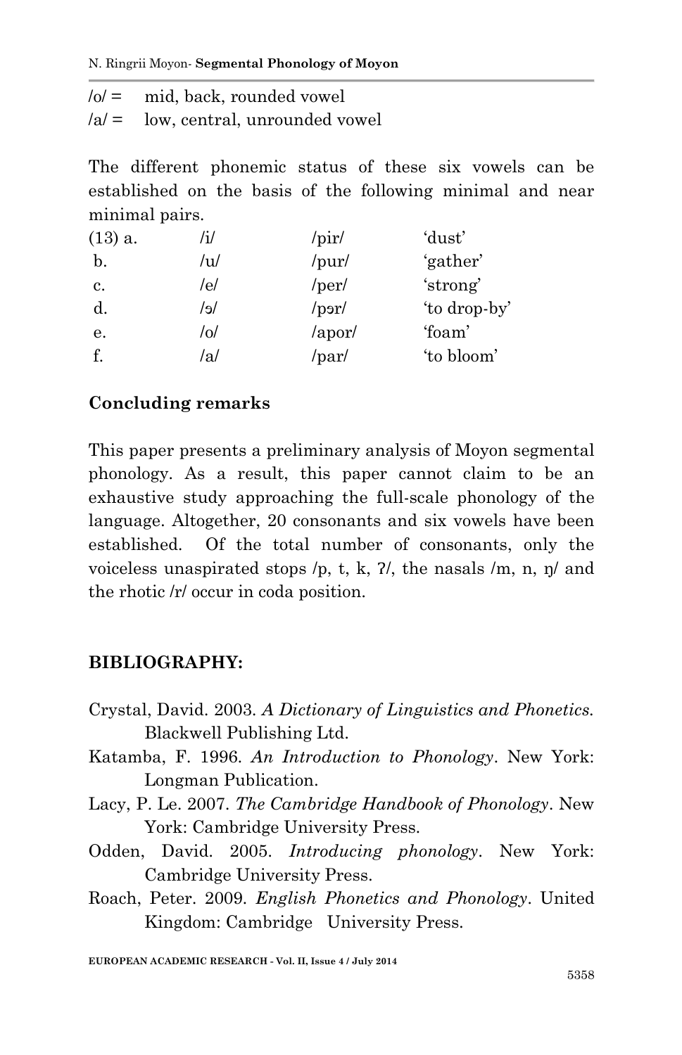/o/ = mid, back, rounded vowel

/a/ = low, central, unrounded vowel

The different phonemic status of these six vowels can be established on the basis of the following minimal and near minimal pairs.

| (13) a. | /i/ | /pir/ | 'dust' |
| --- | --- | --- | --- |
| b. | /u/ | /pur/ | 'gather' |
| c. | /e/ | /per/ | 'strong' |
| d. | /ɔ/ | /pɔr/ | 'to drop-by' |
| e. | /o/ | /apor/ | 'foam' |
| f. | /a/ | /par/ | 'to bloom' |

**Concluding remarks**

This paper presents a preliminary analysis of Moyon segmental phonology. As a result, this paper cannot claim to be an exhaustive study approaching the full-scale phonology of the language. Altogether, 20 consonants and six vowels have been established. Of the total number of consonants, only the voiceless unaspirated stops /p, t, k, ʔ/, the nasals /m, n, ŋ/ and the rhotic /r/ occur in coda position.

**BIBLIOGRAPHY:**

Crystal, David. 2003. *A Dictionary of Linguistics and Phonetics.* Blackwell Publishing Ltd.

Katamba, F. 1996. *An Introduction to Phonology*. New York: Longman Publication.

Lacy, P. Le. 2007. *The Cambridge Handbook of Phonology*. New York: Cambridge University Press.

Odden, David. 2005. *Introducing phonology*. New York: Cambridge University Press.

Roach, Peter. 2009. *English Phonetics and Phonology*. United Kingdom: Cambridge University Press.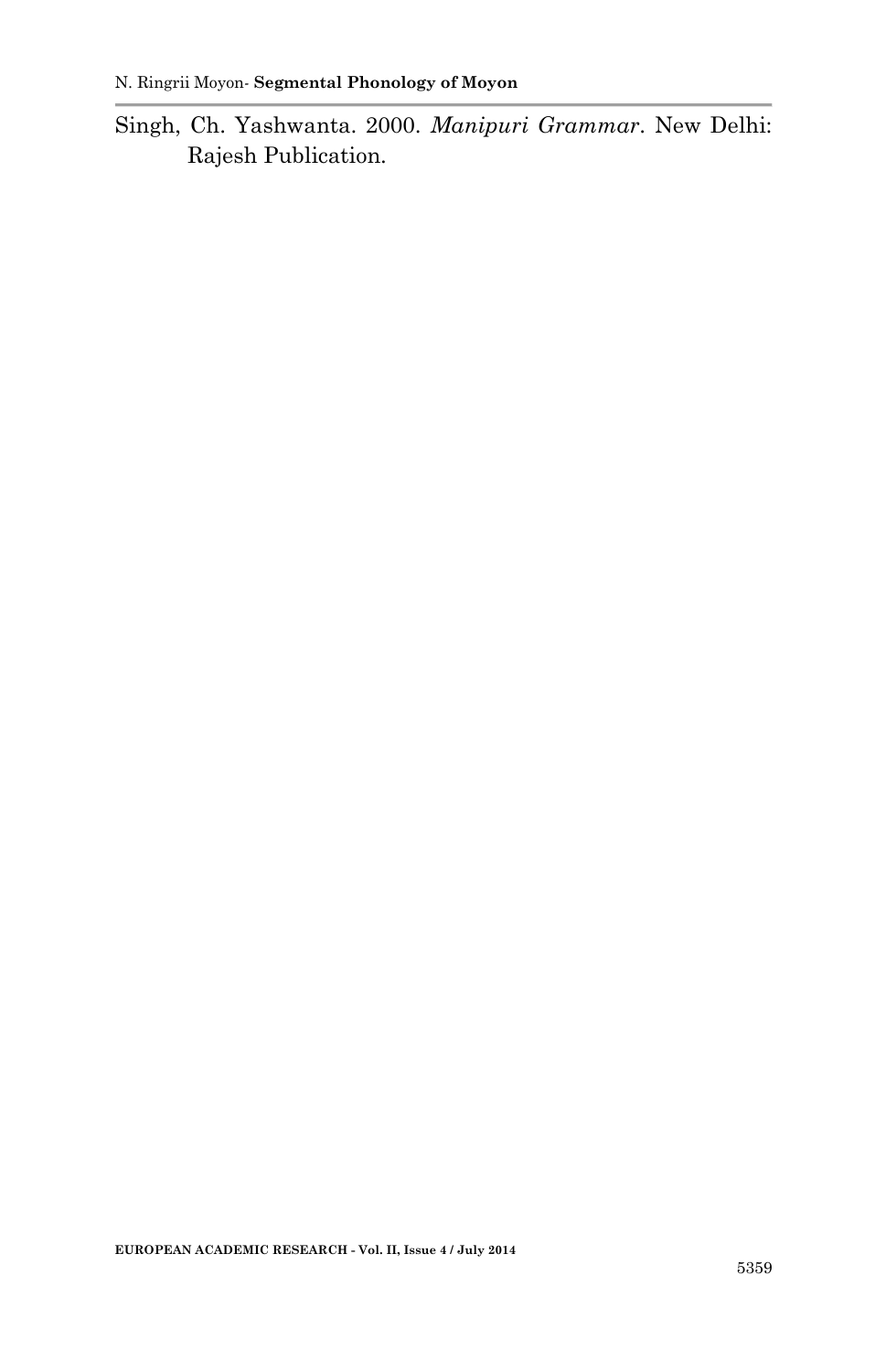Singh, Ch. Yashwanta. 2000. *Manipuri Grammar*. New Delhi: Rajesh Publication.